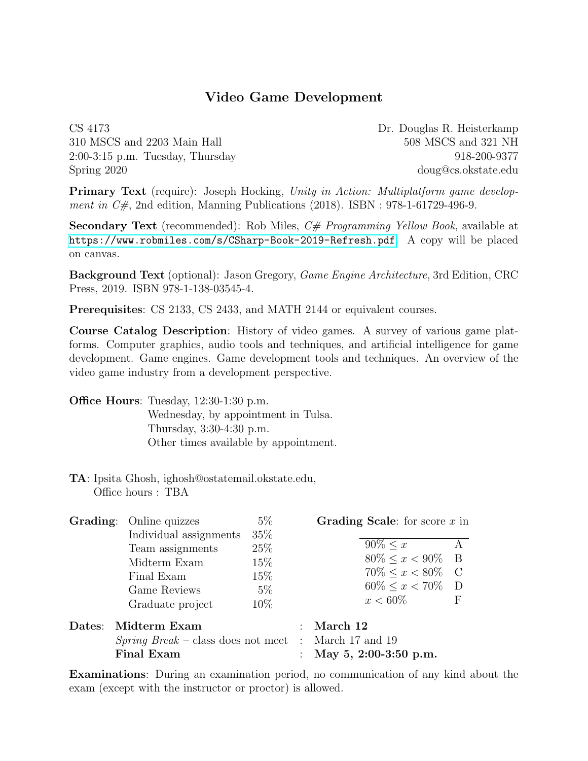# Video Game Development

| | |
|---|---|
| CS 4173 | Dr. Douglas R. Heisterkamp |
| 310 MSCS and 2203 Main Hall | 508 MSCS and 321 NH |
| 2:00-3:15 p.m. Tuesday, Thursday | 918-200-9377 |
| Spring 2020 | doug@cs.okstate.edu |

**Primary Text** (require): Joseph Hocking, *Unity in Action: Multiplatform game development in C#*, 2nd edition, Manning Publications (2018). ISBN : 978-1-61729-496-9.

**Secondary Text** (recommended): Rob Miles, *C# Programming Yellow Book*, available at https://www.robmiles.com/s/CSharp-Book-2019-Refresh.pdf. A copy will be placed on canvas.

**Background Text** (optional): Jason Gregory, *Game Engine Architecture*, 3rd Edition, CRC Press, 2019. ISBN 978-1-138-03545-4.

**Prerequisites**: CS 2133, CS 2433, and MATH 2144 or equivalent courses.

**Course Catalog Description**: History of video games. A survey of various game platforms. Computer graphics, audio tools and techniques, and artificial intelligence for game development. Game engines. Game development tools and techniques. An overview of the video game industry from a development perspective.

**Office Hours**: Tuesday, 12:30-1:30 p.m.
Wednesday, by appointment in Tulsa.
Thursday, 3:30-4:30 p.m.
Other times available by appointment.

**TA**: Ipsita Ghosh, ighosh@ostatemail.okstate.edu,
Office hours : TBA

**Grading**:

| Component | Weight |
|---|---|
| Online quizzes | 5% |
| Individual assignments | 35% |
| Team assignments | 25% |
| Midterm Exam | 15% |
| Final Exam | 15% |
| Game Reviews | 5% |
| Graduate project | 10% |

**Grading Scale**: for score $x$ in

| Range | Grade |
|---|---|
| $90\% \le x$ | A |
| $80\% \le x < 90\%$ | B |
| $70\% \le x < 80\%$ | C |
| $60\% \le x < 70\%$ | D |
| $x < 60\%$ | F |

**Dates**:

| | |
|---|---|
| **Midterm Exam** | **March 12** |
| *Spring Break* – class does not meet | March 17 and 19 |
| **Final Exam** | **May 5, 2:00-3:50 p.m.** |

**Examinations**: During an examination period, no communication of any kind about the exam (except with the instructor or proctor) is allowed.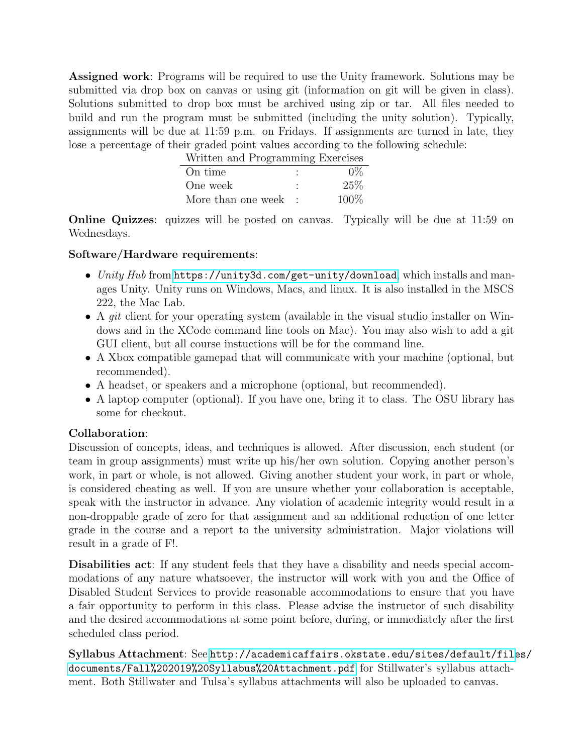**Assigned work**: Programs will be required to use the Unity framework. Solutions may be submitted via drop box on canvas or using git (information on git will be given in class). Solutions submitted to drop box must be archived using zip or tar. All files needed to build and run the program must be submitted (including the unity solution). Typically, assignments will be due at 11:59 p.m. on Fridays. If assignments are turned in late, they lose a percentage of their graded point values according to the following schedule:

| Written and Programming Exercises | | |
|---|---|---|
| On time | : | 0% |
| One week | : | 25% |
| More than one week | : | 100% |

**Online Quizzes**: quizzes will be posted on canvas. Typically will be due at 11:59 on Wednesdays.

**Software/Hardware requirements**:

- *Unity Hub* from https://unity3d.com/get-unity/download, which installs and manages Unity. Unity runs on Windows, Macs, and linux. It is also installed in the MSCS 222, the Mac Lab.
- A *git* client for your operating system (available in the visual studio installer on Windows and in the XCode command line tools on Mac). You may also wish to add a git GUI client, but all course instuctions will be for the command line.
- A Xbox compatible gamepad that will communicate with your machine (optional, but recommended).
- A headset, or speakers and a microphone (optional, but recommended).
- A laptop computer (optional). If you have one, bring it to class. The OSU library has some for checkout.

**Collaboration**:
Discussion of concepts, ideas, and techniques is allowed. After discussion, each student (or team in group assignments) must write up his/her own solution. Copying another person's work, in part or whole, is not allowed. Giving another student your work, in part or whole, is considered cheating as well. If you are unsure whether your collaboration is acceptable, speak with the instructor in advance. Any violation of academic integrity would result in a non-droppable grade of zero for that assignment and an additional reduction of one letter grade in the course and a report to the university administration. Major violations will result in a grade of F!.

**Disabilities act**: If any student feels that they have a disability and needs special accommodations of any nature whatsoever, the instructor will work with you and the Office of Disabled Student Services to provide reasonable accommodations to ensure that you have a fair opportunity to perform in this class. Please advise the instructor of such disability and the desired accommodations at some point before, during, or immediately after the first scheduled class period.

**Syllabus Attachment**: See http://academicaffairs.okstate.edu/sites/default/files/documents/Fall%202019%20Syllabus%20Attachment.pdf for Stillwater's syllabus attachment. Both Stillwater and Tulsa's syllabus attachments will also be uploaded to canvas.